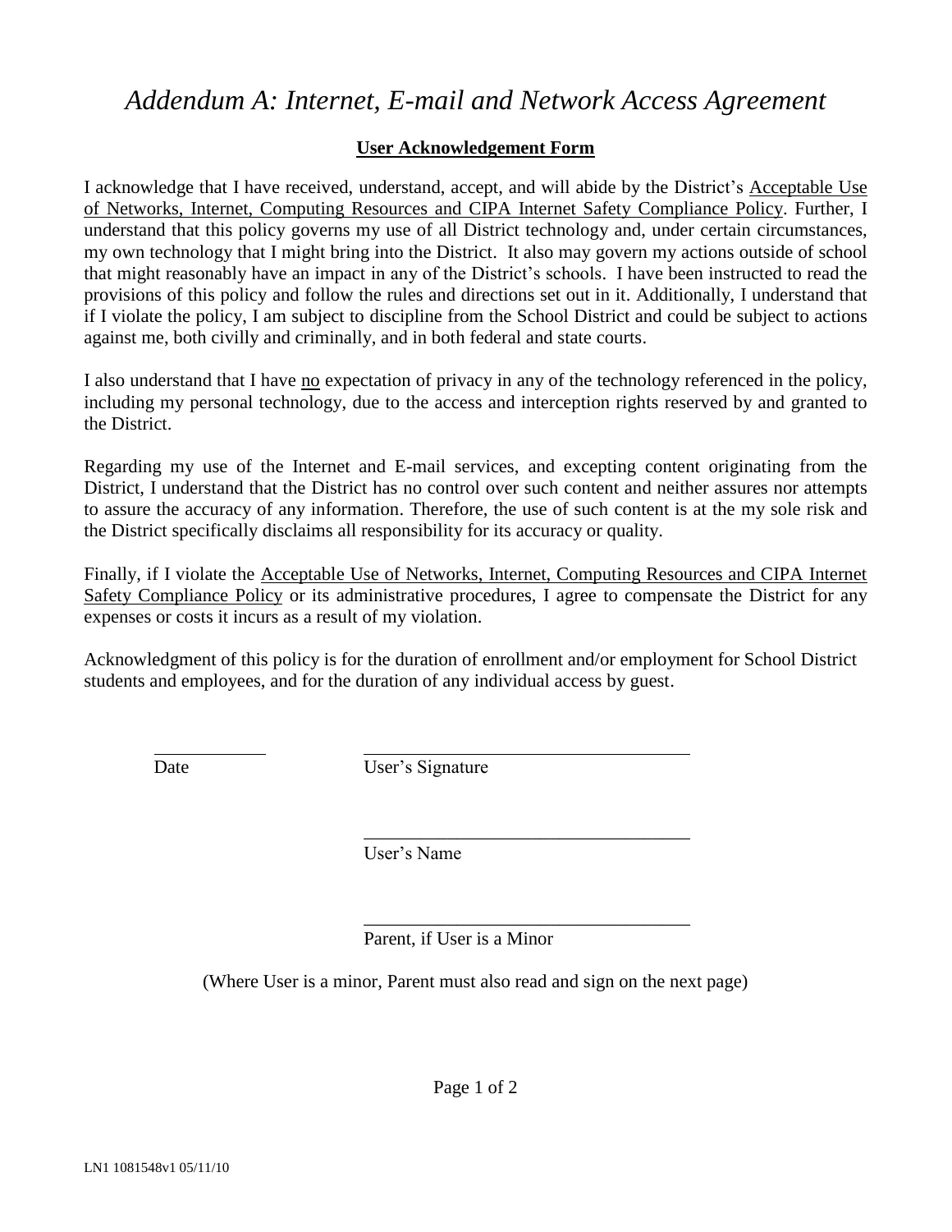# *Addendum A: Internet, E-mail and Network Access Agreement*

**User Acknowledgement Form**

I acknowledge that I have received, understand, accept, and will abide by the District's Acceptable Use of Networks, Internet, Computing Resources and CIPA Internet Safety Compliance Policy. Further, I understand that this policy governs my use of all District technology and, under certain circumstances, my own technology that I might bring into the District. It also may govern my actions outside of school that might reasonably have an impact in any of the District's schools. I have been instructed to read the provisions of this policy and follow the rules and directions set out in it. Additionally, I understand that if I violate the policy, I am subject to discipline from the School District and could be subject to actions against me, both civilly and criminally, and in both federal and state courts.

I also understand that I have no expectation of privacy in any of the technology referenced in the policy, including my personal technology, due to the access and interception rights reserved by and granted to the District.

Regarding my use of the Internet and E-mail services, and excepting content originating from the District, I understand that the District has no control over such content and neither assures nor attempts to assure the accuracy of any information. Therefore, the use of such content is at the my sole risk and the District specifically disclaims all responsibility for its accuracy or quality.

Finally, if I violate the Acceptable Use of Networks, Internet, Computing Resources and CIPA Internet Safety Compliance Policy or its administrative procedures, I agree to compensate the District for any expenses or costs it incurs as a result of my violation.

Acknowledgment of this policy is for the duration of enrollment and/or employment for School District students and employees, and for the duration of any individual access by guest.

\_\_\_\_\_\_\_\_\_\_\_\_ \_\_\_\_\_\_\_\_\_\_\_\_\_\_\_\_\_\_\_\_\_\_\_\_\_\_\_\_\_\_\_\_\_\_\_

Date User's Signature

\_\_\_\_\_\_\_\_\_\_\_\_\_\_\_\_\_\_\_\_\_\_\_\_\_\_\_\_\_\_\_\_\_\_\_

User's Name

\_\_\_\_\_\_\_\_\_\_\_\_\_\_\_\_\_\_\_\_\_\_\_\_\_\_\_\_\_\_\_\_\_\_\_

Parent, if User is a Minor

(Where User is a minor, Parent must also read and sign on the next page)

LN1 1081548v1 05/11/10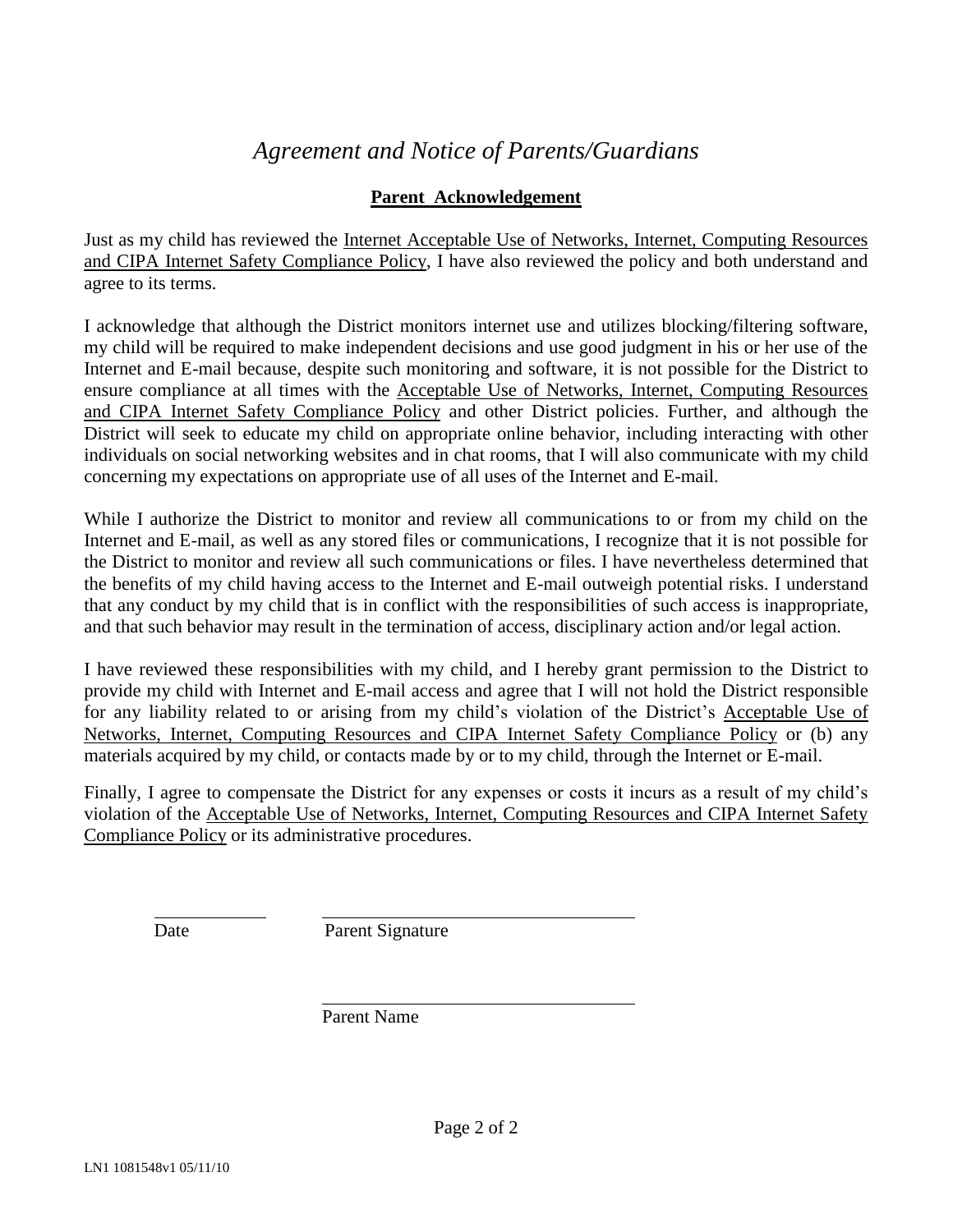# *Agreement and Notice of Parents/Guardians*

## **Parent Acknowledgement**

Just as my child has reviewed the Internet Acceptable Use of Networks, Internet, Computing Resources and CIPA Internet Safety Compliance Policy, I have also reviewed the policy and both understand and agree to its terms.

I acknowledge that although the District monitors internet use and utilizes blocking/filtering software, my child will be required to make independent decisions and use good judgment in his or her use of the Internet and E-mail because, despite such monitoring and software, it is not possible for the District to ensure compliance at all times with the Acceptable Use of Networks, Internet, Computing Resources and CIPA Internet Safety Compliance Policy and other District policies. Further, and although the District will seek to educate my child on appropriate online behavior, including interacting with other individuals on social networking websites and in chat rooms, that I will also communicate with my child concerning my expectations on appropriate use of all uses of the Internet and E-mail.

While I authorize the District to monitor and review all communications to or from my child on the Internet and E-mail, as well as any stored files or communications, I recognize that it is not possible for the District to monitor and review all such communications or files. I have nevertheless determined that the benefits of my child having access to the Internet and E-mail outweigh potential risks. I understand that any conduct by my child that is in conflict with the responsibilities of such access is inappropriate, and that such behavior may result in the termination of access, disciplinary action and/or legal action.

I have reviewed these responsibilities with my child, and I hereby grant permission to the District to provide my child with Internet and E-mail access and agree that I will not hold the District responsible for any liability related to or arising from my child's violation of the District's Acceptable Use of Networks, Internet, Computing Resources and CIPA Internet Safety Compliance Policy or (b) any materials acquired by my child, or contacts made by or to my child, through the Internet or E-mail.

Finally, I agree to compensate the District for any expenses or costs it incurs as a result of my child's violation of the Acceptable Use of Networks, Internet, Computing Resources and CIPA Internet Safety Compliance Policy or its administrative procedures.

\_\_\_\_\_\_\_\_\_\_ \_\_\_\_\_\_\_\_\_\_\_\_\_\_\_\_\_\_\_\_\_\_\_\_\_\_\_\_\_\_

Date Parent Signature

\_\_\_\_\_\_\_\_\_\_\_\_\_\_\_\_\_\_\_\_\_\_\_\_\_\_\_\_\_\_

Parent Name

LN1 1081548v1 05/11/10